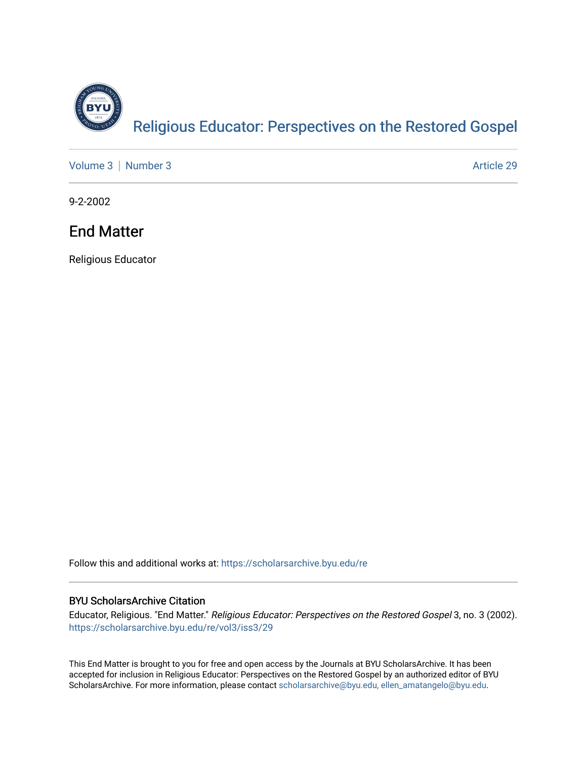Religious Educator: Perspectives on the Restored Gospel

Volume 3 | Number 3 | Article 29

9-2-2002

# End Matter

Religious Educator

Follow this and additional works at: https://scholarsarchive.byu.edu/re

## BYU ScholarsArchive Citation

Educator, Religious. "End Matter." *Religious Educator: Perspectives on the Restored Gospel* 3, no. 3 (2002). https://scholarsarchive.byu.edu/re/vol3/iss3/29

This End Matter is brought to you for free and open access by the Journals at BYU ScholarsArchive. It has been accepted for inclusion in Religious Educator: Perspectives on the Restored Gospel by an authorized editor of BYU ScholarsArchive. For more information, please contact scholarsarchive@byu.edu, ellen_amatangelo@byu.edu.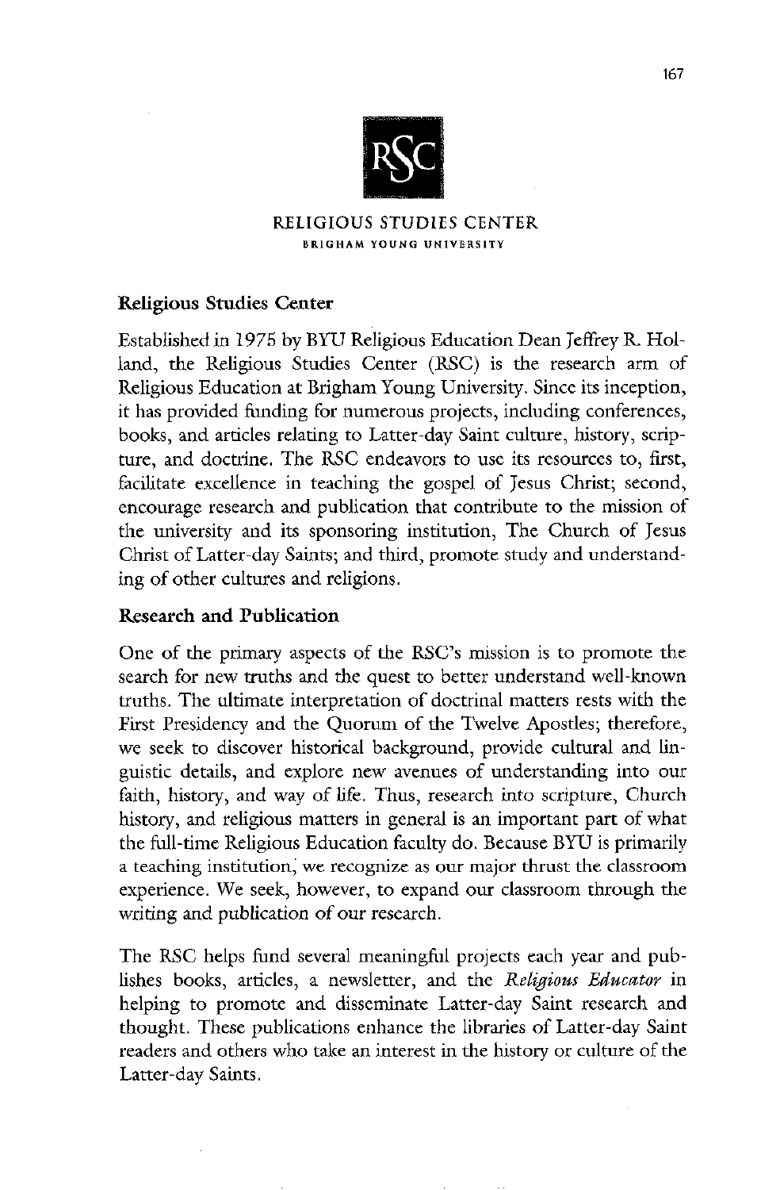RSC

RELIGIOUS STUDIES CENTER
BRIGHAM YOUNG UNIVERSITY

## Religious Studies Center

Established in 1975 by BYU Religious Education Dean Jeffrey R. Holland, the Religious Studies Center (RSC) is the research arm of Religious Education at Brigham Young University. Since its inception, it has provided funding for numerous projects, including conferences, books, and articles relating to Latter-day Saint culture, history, scripture, and doctrine. The RSC endeavors to use its resources to, first, facilitate excellence in teaching the gospel of Jesus Christ; second, encourage research and publication that contribute to the mission of the university and its sponsoring institution, The Church of Jesus Christ of Latter-day Saints; and third, promote study and understanding of other cultures and religions.

## Research and Publication

One of the primary aspects of the RSC's mission is to promote the search for new truths and the quest to better understand well-known truths. The ultimate interpretation of doctrinal matters rests with the First Presidency and the Quorum of the Twelve Apostles; therefore, we seek to discover historical background, provide cultural and linguistic details, and explore new avenues of understanding into our faith, history, and way of life. Thus, research into scripture, Church history, and religious matters in general is an important part of what the full-time Religious Education faculty do. Because BYU is primarily a teaching institution, we recognize as our major thrust the classroom experience. We seek, however, to expand our classroom through the writing and publication of our research.

The RSC helps fund several meaningful projects each year and publishes books, articles, a newsletter, and the *Religious Educator* in helping to promote and disseminate Latter-day Saint research and thought. These publications enhance the libraries of Latter-day Saint readers and others who take an interest in the history or culture of the Latter-day Saints.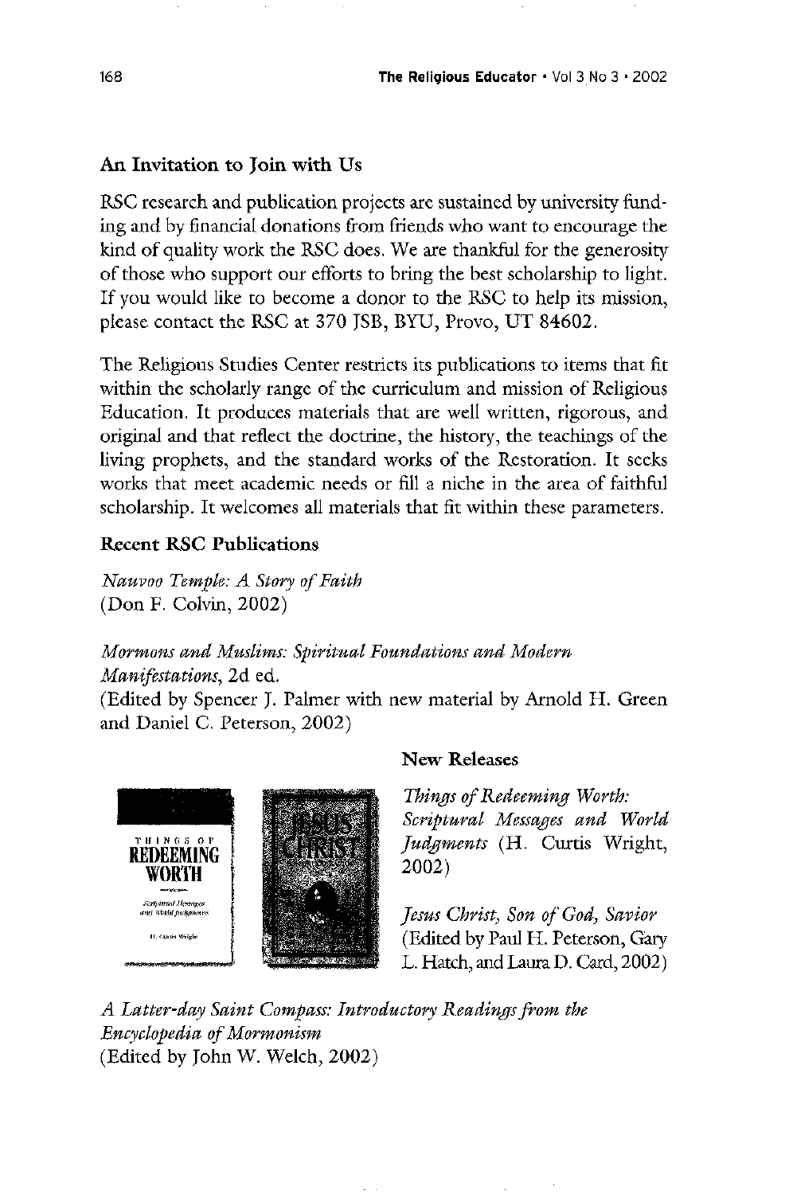## An Invitation to Join with Us

RSC research and publication projects are sustained by university funding and by financial donations from friends who want to encourage the kind of quality work the RSC does. We are thankful for the generosity of those who support our efforts to bring the best scholarship to light. If you would like to become a donor to the RSC to help its mission, please contact the RSC at 370 JSB, BYU, Provo, UT 84602.

The Religious Studies Center restricts its publications to items that fit within the scholarly range of the curriculum and mission of Religious Education. It produces materials that are well written, rigorous, and original and that reflect the doctrine, the history, the teachings of the living prophets, and the standard works of the Restoration. It seeks works that meet academic needs or fill a niche in the area of faithful scholarship. It welcomes all materials that fit within these parameters.

### Recent RSC Publications

*Nauvoo Temple: A Story of Faith*
(Don F. Colvin, 2002)

*Mormons and Muslims: Spiritual Foundations and Modern Manifestations*, 2d ed.
(Edited by Spencer J. Palmer with new material by Arnold H. Green and Daniel C. Peterson, 2002)

### New Releases

*Things of Redeeming Worth: Scriptural Messages and World Judgments* (H. Curtis Wright, 2002)

*Jesus Christ, Son of God, Savior*
(Edited by Paul H. Peterson, Gary L. Hatch, and Laura D. Card, 2002)

*A Latter-day Saint Compass: Introductory Readings from the Encyclopedia of Mormonism*
(Edited by John W. Welch, 2002)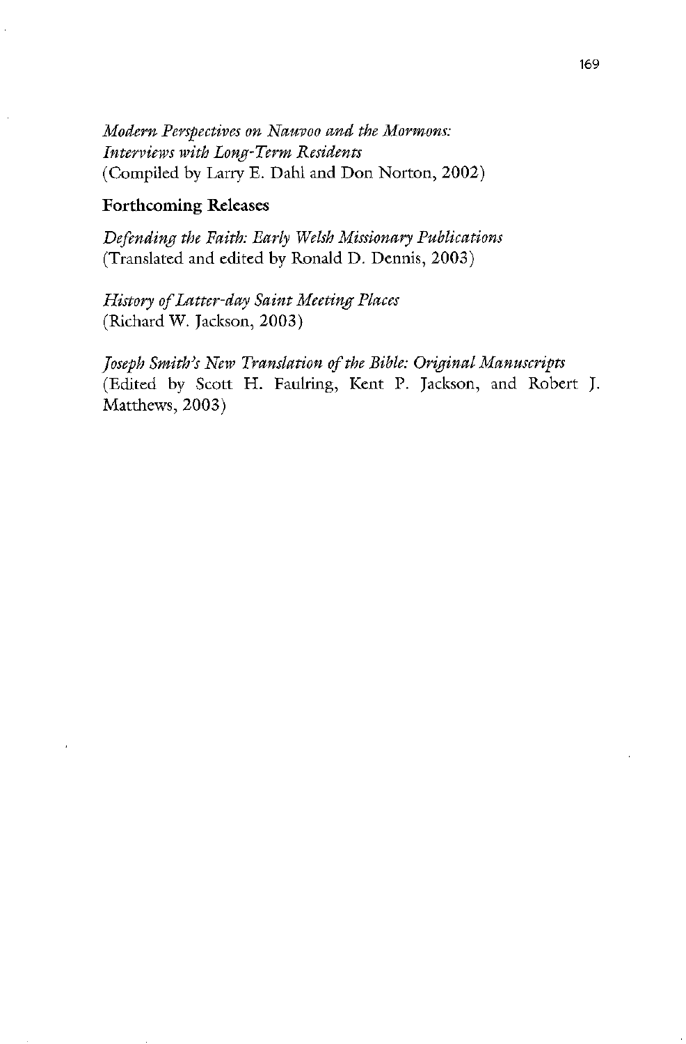*Modern Perspectives on Nauvoo and the Mormons: Interviews with Long-Term Residents*
(Compiled by Larry E. Dahl and Don Norton, 2002)

**Forthcoming Releases**

*Defending the Faith: Early Welsh Missionary Publications*
(Translated and edited by Ronald D. Dennis, 2003)

*History of Latter-day Saint Meeting Places*
(Richard W. Jackson, 2003)

*Joseph Smith's New Translation of the Bible: Original Manuscripts*
(Edited by Scott H. Faulring, Kent P. Jackson, and Robert J. Matthews, 2003)